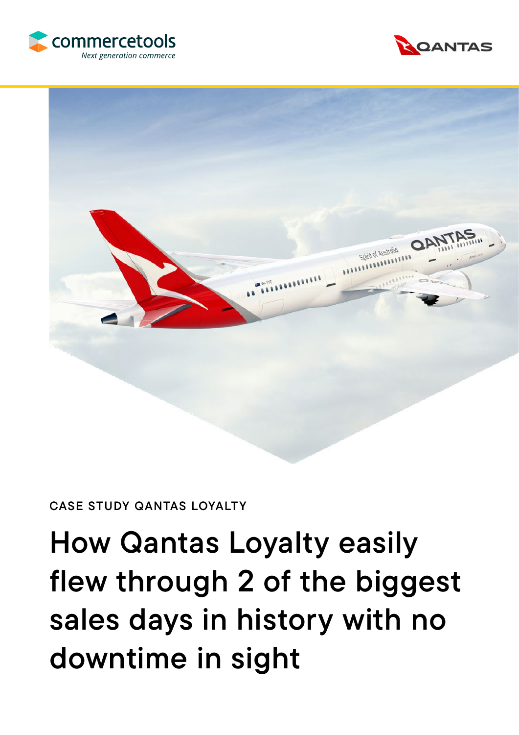commercetools

*Next generation commerce*

QANTAS

CASE STUDY QANTAS LOYALTY

# How Qantas Loyalty easily flew through 2 of the biggest sales days in history with no downtime in sight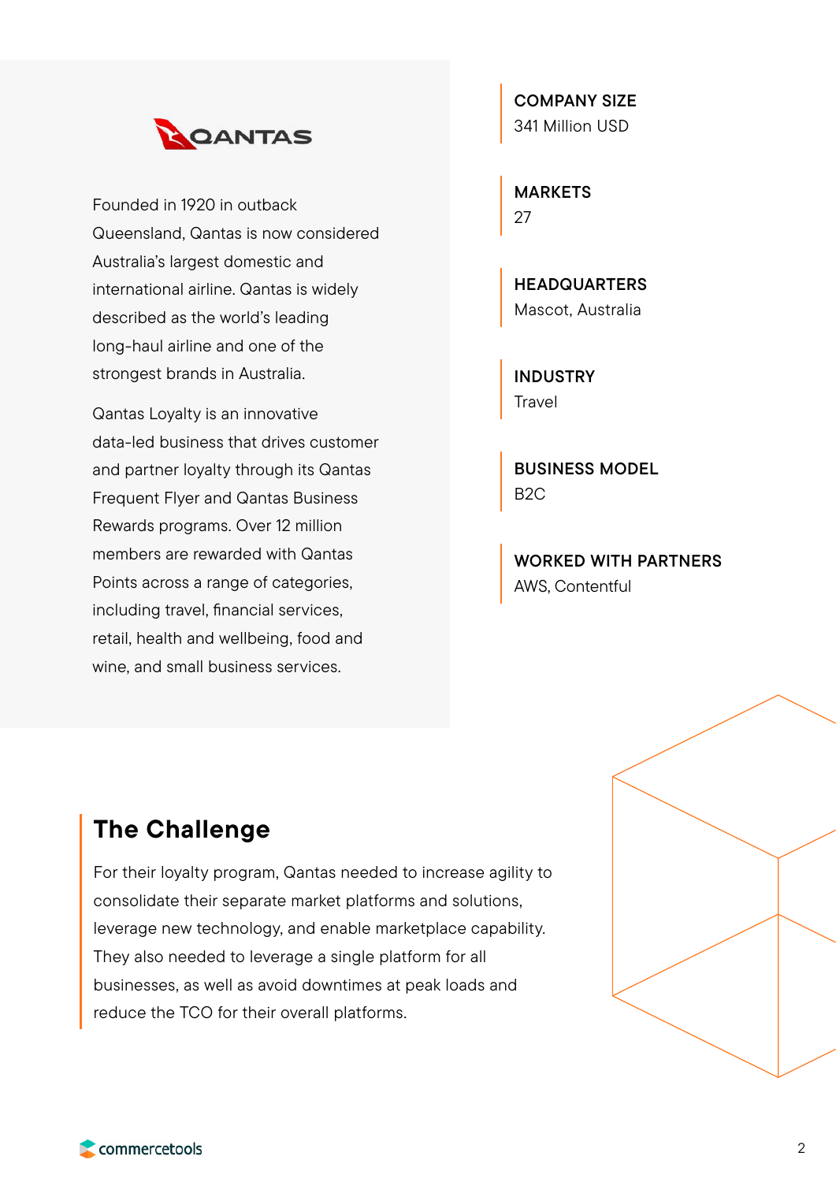QANTAS

Founded in 1920 in outback Queensland, Qantas is now considered Australia's largest domestic and international airline. Qantas is widely described as the world's leading long-haul airline and one of the strongest brands in Australia.

Qantas Loyalty is an innovative data-led business that drives customer and partner loyalty through its Qantas Frequent Flyer and Qantas Business Rewards programs. Over 12 million members are rewarded with Qantas Points across a range of categories, including travel, financial services, retail, health and wellbeing, food and wine, and small business services.

**COMPANY SIZE**
341 Million USD

**MARKETS**
27

**HEADQUARTERS**
Mascot, Australia

**INDUSTRY**
Travel

**BUSINESS MODEL**
B2C

**WORKED WITH PARTNERS**
AWS, Contentful

## The Challenge

For their loyalty program, Qantas needed to increase agility to consolidate their separate market platforms and solutions, leverage new technology, and enable marketplace capability. They also needed to leverage a single platform for all businesses, as well as avoid downtimes at peak loads and reduce the TCO for their overall platforms.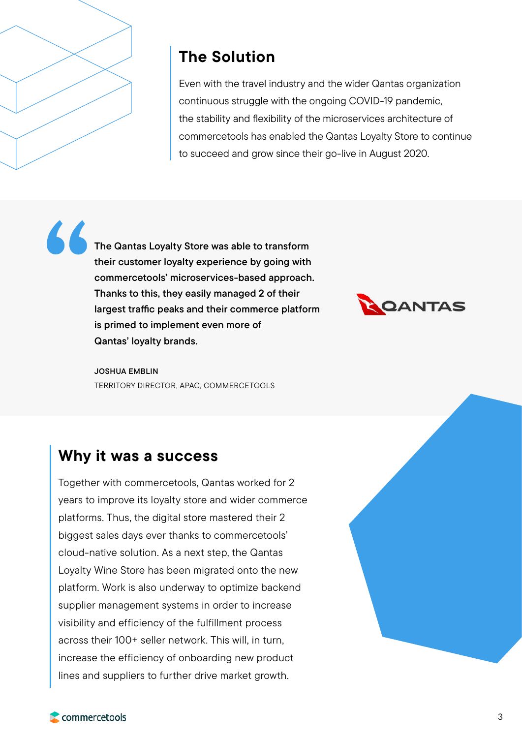## The Solution

Even with the travel industry and the wider Qantas organization continuous struggle with the ongoing COVID-19 pandemic, the stability and flexibility of the microservices architecture of commercetools has enabled the Qantas Loyalty Store to continue to succeed and grow since their go-live in August 2020.

> **The Qantas Loyalty Store was able to transform their customer loyalty experience by going with commercetools' microservices-based approach. Thanks to this, they easily managed 2 of their largest traffic peaks and their commerce platform is primed to implement even more of Qantas' loyalty brands.**
>
> **JOSHUA EMBLIN**
> TERRITORY DIRECTOR, APAC, COMMERCETOOLS

QANTAS

## Why it was a success

Together with commercetools, Qantas worked for 2 years to improve its loyalty store and wider commerce platforms. Thus, the digital store mastered their 2 biggest sales days ever thanks to commercetools' cloud-native solution. As a next step, the Qantas Loyalty Wine Store has been migrated onto the new platform. Work is also underway to optimize backend supplier management systems in order to increase visibility and efficiency of the fulfillment process across their 100+ seller network. This will, in turn, increase the efficiency of onboarding new product lines and suppliers to further drive market growth.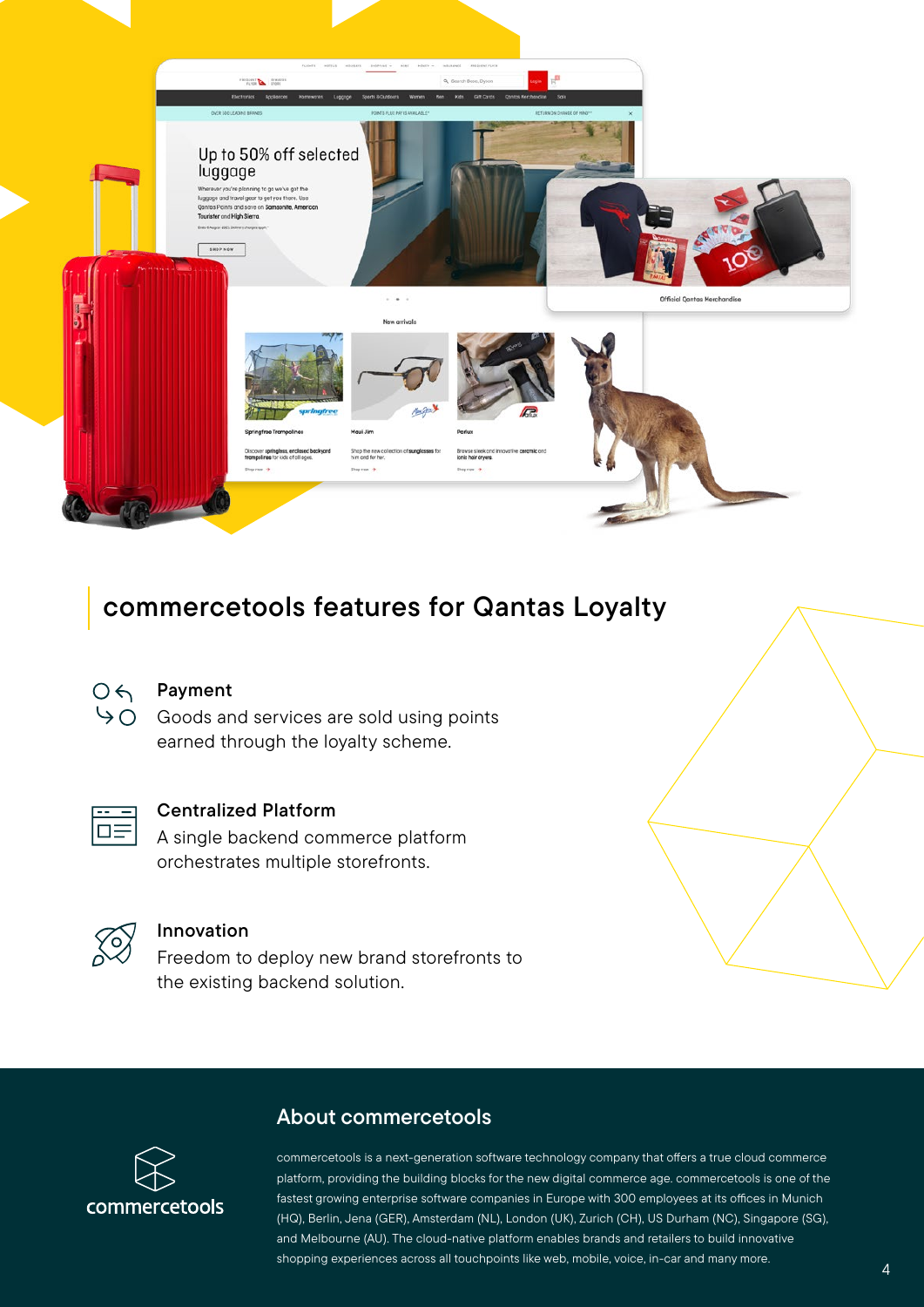## commercetools features for Qantas Loyalty

**Payment**
Goods and services are sold using points earned through the loyalty scheme.

**Centralized Platform**
A single backend commerce platform orchestrates multiple storefronts.

**Innovation**
Freedom to deploy new brand storefronts to the existing backend solution.

## About commercetools

commercetools

commercetools is a next-generation software technology company that offers a true cloud commerce platform, providing the building blocks for the new digital commerce age. commercetools is one of the fastest growing enterprise software companies in Europe with 300 employees at its offices in Munich (HQ), Berlin, Jena (GER), Amsterdam (NL), London (UK), Zurich (CH), US Durham (NC), Singapore (SG), and Melbourne (AU). The cloud-native platform enables brands and retailers to build innovative shopping experiences across all touchpoints like web, mobile, voice, in-car and many more.